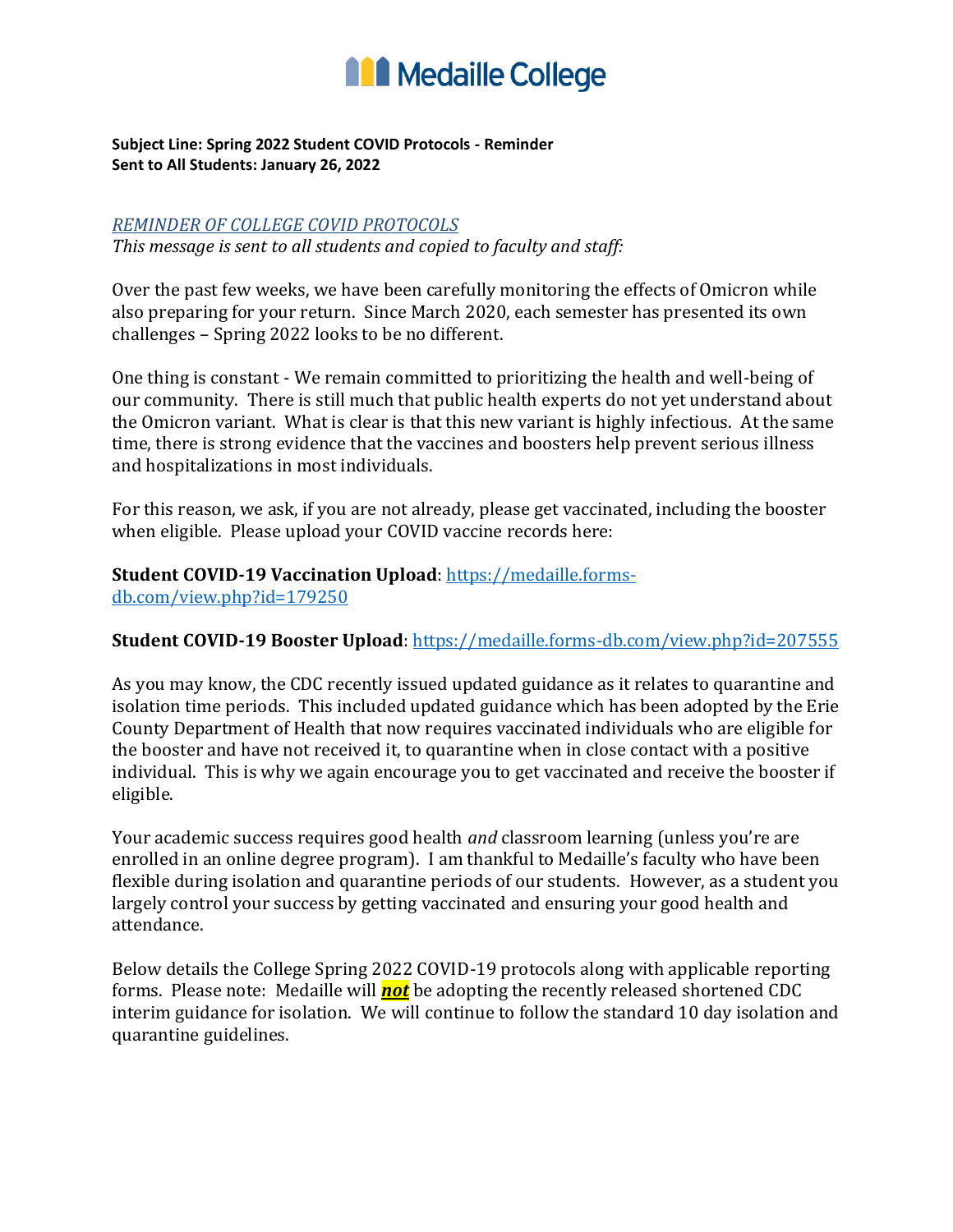# Medaille College

**Subject Line: Spring 2022 Student COVID Protocols - Reminder**
**Sent to All Students: January 26, 2022**

*REMINDER OF COLLEGE COVID PROTOCOLS*
*This message is sent to all students and copied to faculty and staff:*

Over the past few weeks, we have been carefully monitoring the effects of Omicron while also preparing for your return. Since March 2020, each semester has presented its own challenges – Spring 2022 looks to be no different.

One thing is constant - We remain committed to prioritizing the health and well-being of our community. There is still much that public health experts do not yet understand about the Omicron variant. What is clear is that this new variant is highly infectious. At the same time, there is strong evidence that the vaccines and boosters help prevent serious illness and hospitalizations in most individuals.

For this reason, we ask, if you are not already, please get vaccinated, including the booster when eligible. Please upload your COVID vaccine records here:

**Student COVID-19 Vaccination Upload**: https://medaille.forms-db.com/view.php?id=179250

**Student COVID-19 Booster Upload**: https://medaille.forms-db.com/view.php?id=207555

As you may know, the CDC recently issued updated guidance as it relates to quarantine and isolation time periods. This included updated guidance which has been adopted by the Erie County Department of Health that now requires vaccinated individuals who are eligible for the booster and have not received it, to quarantine when in close contact with a positive individual. This is why we again encourage you to get vaccinated and receive the booster if eligible.

Your academic success requires good health *and* classroom learning (unless you're are enrolled in an online degree program). I am thankful to Medaille's faculty who have been flexible during isolation and quarantine periods of our students. However, as a student you largely control your success by getting vaccinated and ensuring your good health and attendance.

Below details the College Spring 2022 COVID-19 protocols along with applicable reporting forms. Please note: Medaille will ***not*** be adopting the recently released shortened CDC interim guidance for isolation. We will continue to follow the standard 10 day isolation and quarantine guidelines.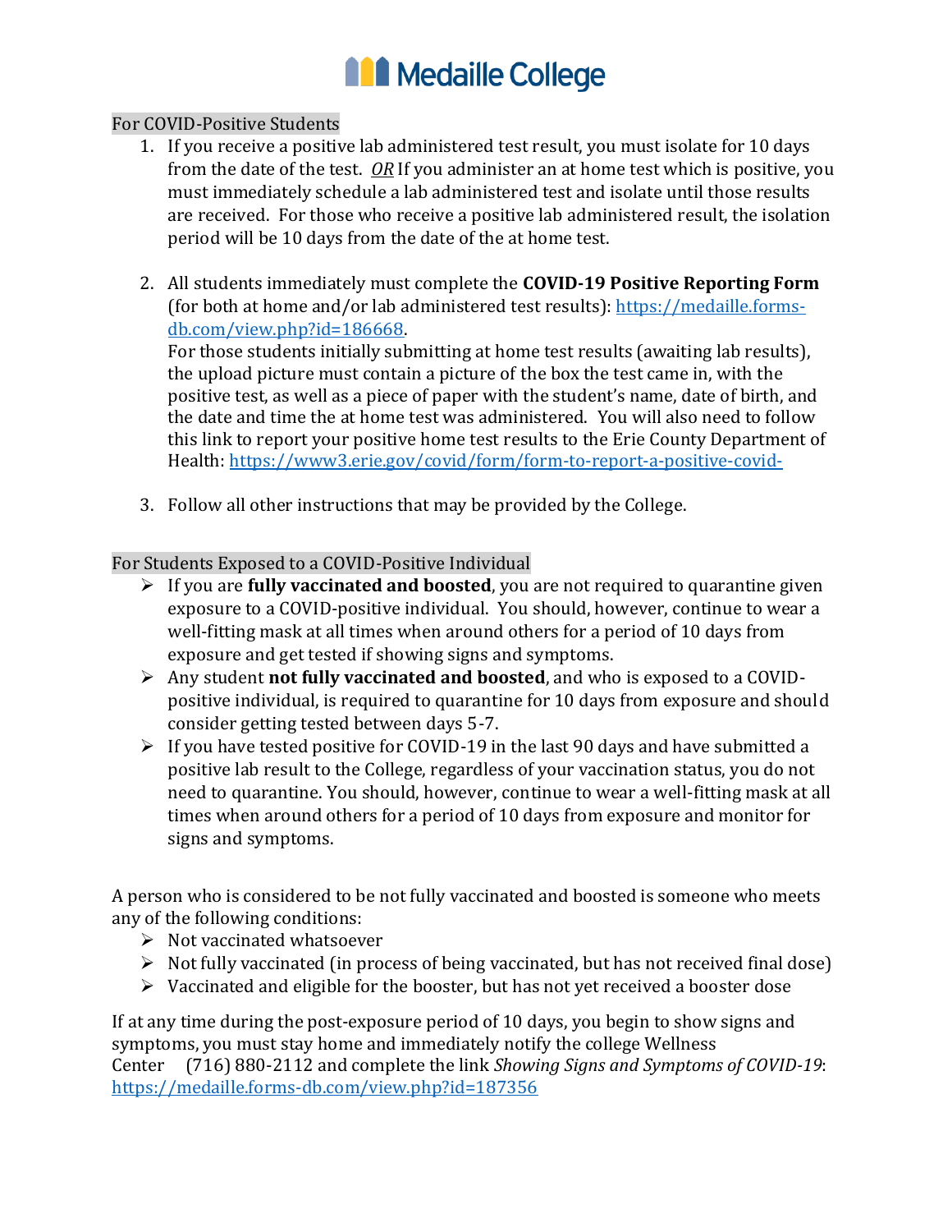# Medaille College

## For COVID-Positive Students

1. If you receive a positive lab administered test result, you must isolate for 10 days from the date of the test. *OR* If you administer an at home test which is positive, you must immediately schedule a lab administered test and isolate until those results are received. For those who receive a positive lab administered result, the isolation period will be 10 days from the date of the at home test.

2. All students immediately must complete the **COVID-19 Positive Reporting Form** (for both at home and/or lab administered test results): [https://medaille.forms-db.com/view.php?id=186668](https://medaille.forms-db.com/view.php?id=186668).
   For those students initially submitting at home test results (awaiting lab results), the upload picture must contain a picture of the box the test came in, with the positive test, as well as a piece of paper with the student's name, date of birth, and the date and time the at home test was administered. You will also need to follow this link to report your positive home test results to the Erie County Department of Health: [https://www3.erie.gov/covid/form/form-to-report-a-positive-covid-](https://www3.erie.gov/covid/form/form-to-report-a-positive-covid-)

3. Follow all other instructions that may be provided by the College.

## For Students Exposed to a COVID-Positive Individual

- If you are **fully vaccinated and boosted**, you are not required to quarantine given exposure to a COVID-positive individual. You should, however, continue to wear a well-fitting mask at all times when around others for a period of 10 days from exposure and get tested if showing signs and symptoms.
- Any student **not fully vaccinated and boosted**, and who is exposed to a COVID-positive individual, is required to quarantine for 10 days from exposure and should consider getting tested between days 5-7.
- If you have tested positive for COVID-19 in the last 90 days and have submitted a positive lab result to the College, regardless of your vaccination status, you do not need to quarantine. You should, however, continue to wear a well-fitting mask at all times when around others for a period of 10 days from exposure and monitor for signs and symptoms.

A person who is considered to be not fully vaccinated and boosted is someone who meets any of the following conditions:

- Not vaccinated whatsoever
- Not fully vaccinated (in process of being vaccinated, but has not received final dose)
- Vaccinated and eligible for the booster, but has not yet received a booster dose

If at any time during the post-exposure period of 10 days, you begin to show signs and symptoms, you must stay home and immediately notify the college Wellness Center (716) 880-2112 and complete the link *Showing Signs and Symptoms of COVID-19*: [https://medaille.forms-db.com/view.php?id=187356](https://medaille.forms-db.com/view.php?id=187356)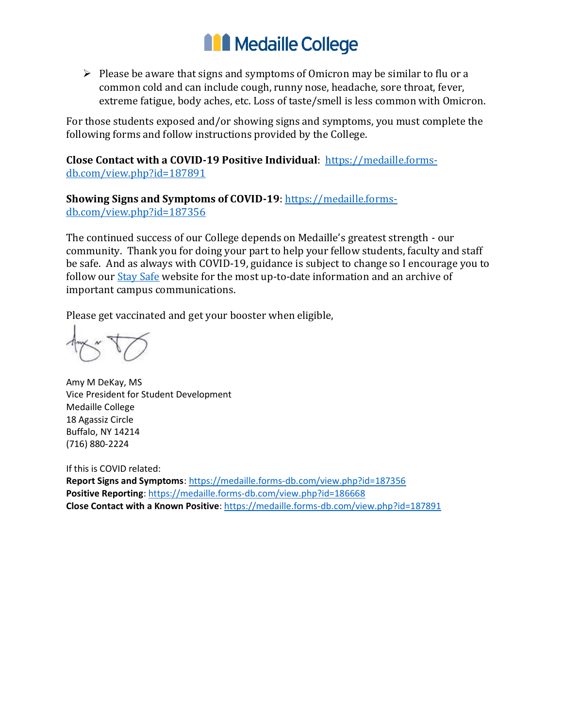- Please be aware that signs and symptoms of Omicron may be similar to flu or a common cold and can include cough, runny nose, headache, sore throat, fever, extreme fatigue, body aches, etc. Loss of taste/smell is less common with Omicron.

For those students exposed and/or showing signs and symptoms, you must complete the following forms and follow instructions provided by the College.

**Close Contact with a COVID-19 Positive Individual**: [https://medaille.forms-db.com/view.php?id=187891](https://medaille.forms-db.com/view.php?id=187891)

**Showing Signs and Symptoms of COVID-19**: [https://medaille.forms-db.com/view.php?id=187356](https://medaille.forms-db.com/view.php?id=187356)

The continued success of our College depends on Medaille's greatest strength - our community. Thank you for doing your part to help your fellow students, faculty and staff be safe. And as always with COVID-19, guidance is subject to change so I encourage you to follow our Stay Safe website for the most up-to-date information and an archive of important campus communications.

Please get vaccinated and get your booster when eligible,

Amy M DeKay, MS
Vice President for Student Development
Medaille College
18 Agassiz Circle
Buffalo, NY 14214
(716) 880-2224

If this is COVID related:
**Report Signs and Symptoms**: [https://medaille.forms-db.com/view.php?id=187356](https://medaille.forms-db.com/view.php?id=187356)
**Positive Reporting**: [https://medaille.forms-db.com/view.php?id=186668](https://medaille.forms-db.com/view.php?id=186668)
**Close Contact with a Known Positive**: [https://medaille.forms-db.com/view.php?id=187891](https://medaille.forms-db.com/view.php?id=187891)